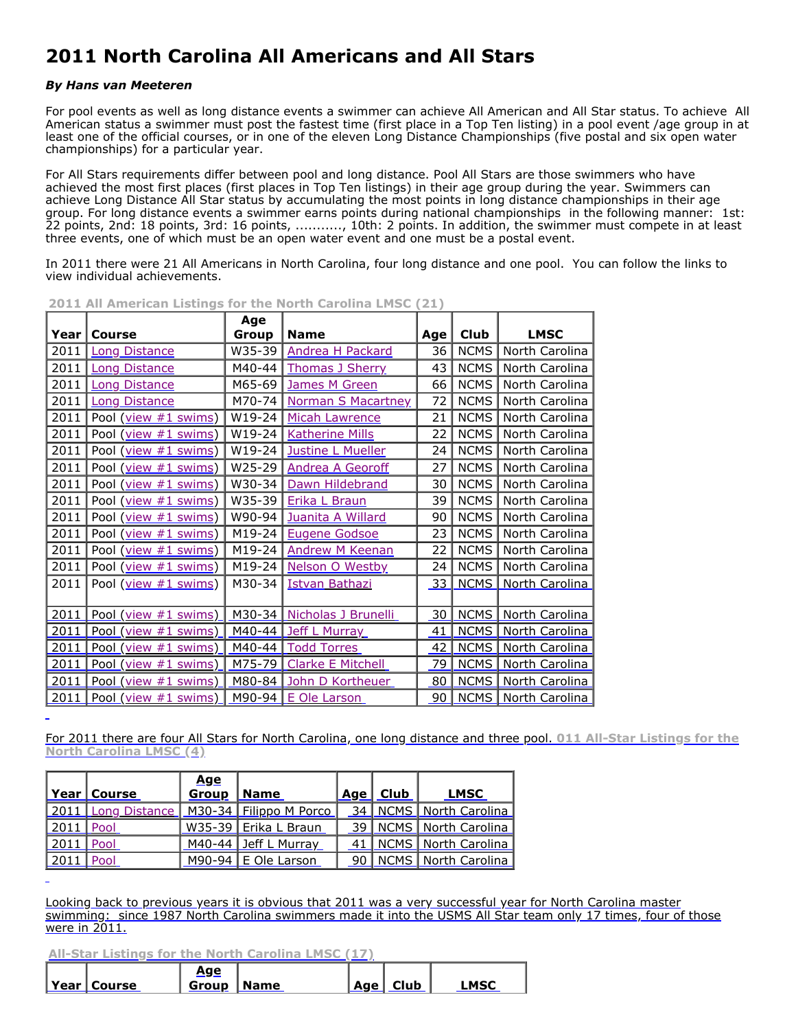# 2011 North Carolina All Americans and All Stars

***By Hans van Meeteren***

For pool events as well as long distance events a swimmer can achieve All American and All Star status. To achieve All American status a swimmer must post the fastest time (first place in a Top Ten listing) in a pool event /age group in at least one of the official courses, or in one of the eleven Long Distance Championships (five postal and six open water championships) for a particular year.

For All Stars requirements differ between pool and long distance. Pool All Stars are those swimmers who have achieved the most first places (first places in Top Ten listings) in their age group during the year. Swimmers can achieve Long Distance All Star status by accumulating the most points in long distance championships in their age group. For long distance events a swimmer earns points during national championships in the following manner: 1st: 22 points, 2nd: 18 points, 3rd: 16 points, ..........., 10th: 2 points. In addition, the swimmer must compete in at least three events, one of which must be an open water event and one must be a postal event.

In 2011 there were 21 All Americans in North Carolina, four long distance and one pool. You can follow the links to view individual achievements.

**2011 All American Listings for the North Carolina LMSC (21)**

| Year | Course | Age Group | Name | Age | Club | LMSC |
|---|---|---|---|---|---|---|
| 2011 | Long Distance | W35-39 | Andrea H Packard | 36 | NCMS | North Carolina |
| 2011 | Long Distance | M40-44 | Thomas J Sherry | 43 | NCMS | North Carolina |
| 2011 | Long Distance | M65-69 | James M Green | 66 | NCMS | North Carolina |
| 2011 | Long Distance | M70-74 | Norman S Macartney | 72 | NCMS | North Carolina |
| 2011 | Pool (view #1 swims) | W19-24 | Micah Lawrence | 21 | NCMS | North Carolina |
| 2011 | Pool (view #1 swims) | W19-24 | Katherine Mills | 22 | NCMS | North Carolina |
| 2011 | Pool (view #1 swims) | W19-24 | Justine L Mueller | 24 | NCMS | North Carolina |
| 2011 | Pool (view #1 swims) | W25-29 | Andrea A Georoff | 27 | NCMS | North Carolina |
| 2011 | Pool (view #1 swims) | W30-34 | Dawn Hildebrand | 30 | NCMS | North Carolina |
| 2011 | Pool (view #1 swims) | W35-39 | Erika L Braun | 39 | NCMS | North Carolina |
| 2011 | Pool (view #1 swims) | W90-94 | Juanita A Willard | 90 | NCMS | North Carolina |
| 2011 | Pool (view #1 swims) | M19-24 | Eugene Godsoe | 23 | NCMS | North Carolina |
| 2011 | Pool (view #1 swims) | M19-24 | Andrew M Keenan | 22 | NCMS | North Carolina |
| 2011 | Pool (view #1 swims) | M19-24 | Nelson O Westby | 24 | NCMS | North Carolina |
| 2011 | Pool (view #1 swims) | M30-34 | Istvan Bathazi | 33 | NCMS | North Carolina |
| 2011 | Pool (view #1 swims) | M30-34 | Nicholas J Brunelli | 30 | NCMS | North Carolina |
| 2011 | Pool (view #1 swims) | M40-44 | Jeff L Murray | 41 | NCMS | North Carolina |
| 2011 | Pool (view #1 swims) | M40-44 | Todd Torres | 42 | NCMS | North Carolina |
| 2011 | Pool (view #1 swims) | M75-79 | Clarke E Mitchell | 79 | NCMS | North Carolina |
| 2011 | Pool (view #1 swims) | M80-84 | John D Kortheuer | 80 | NCMS | North Carolina |
| 2011 | Pool (view #1 swims) | M90-94 | E Ole Larson | 90 | NCMS | North Carolina |

For 2011 there are four All Stars for North Carolina, one long distance and three pool. **011 All-Star Listings for the North Carolina LMSC (4)**

| Year | Course | Age Group | Name | Age | Club | LMSC |
|---|---|---|---|---|---|---|
| 2011 | Long Distance | M30-34 | Filippo M Porco | 34 | NCMS | North Carolina |
| 2011 | Pool | W35-39 | Erika L Braun | 39 | NCMS | North Carolina |
| 2011 | Pool | M40-44 | Jeff L Murray | 41 | NCMS | North Carolina |
| 2011 | Pool | M90-94 | E Ole Larson | 90 | NCMS | North Carolina |

Looking back to previous years it is obvious that 2011 was a very successful year for North Carolina master swimming: since 1987 North Carolina swimmers made it into the USMS All Star team only 17 times, four of those were in 2011.

**All-Star Listings for the North Carolina LMSC (17)**

| Year | Course | Age Group | Name | Age | Club | LMSC |
|---|---|---|---|---|---|---|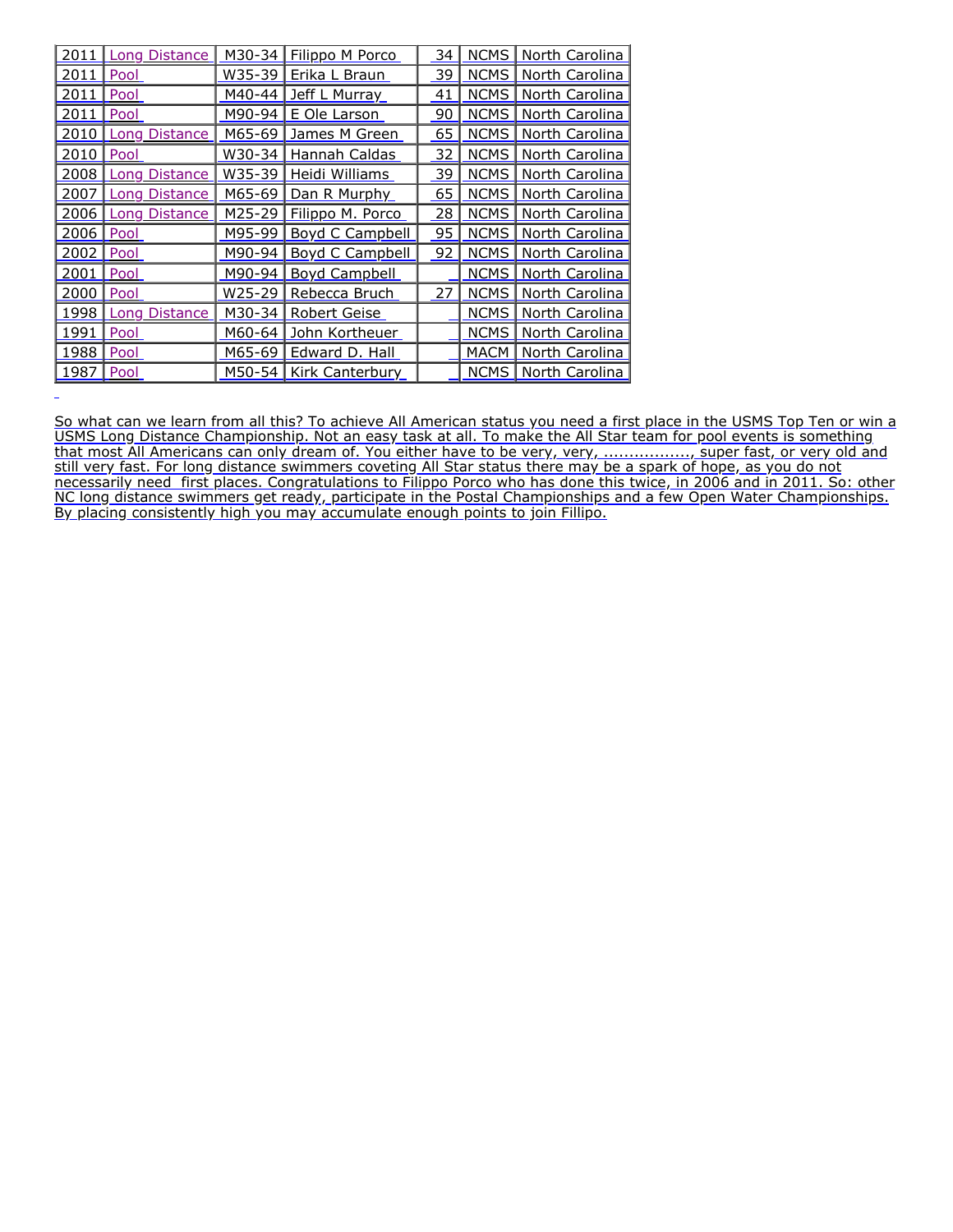| | | | | | | |
|---|---|---|---|---|---|---|
| 2011 | Long Distance | M30-34 | Filippo M Porco | 34 | NCMS | North Carolina |
| 2011 | Pool | W35-39 | Erika L Braun | 39 | NCMS | North Carolina |
| 2011 | Pool | M40-44 | Jeff L Murray | 41 | NCMS | North Carolina |
| 2011 | Pool | M90-94 | E Ole Larson | 90 | NCMS | North Carolina |
| 2010 | Long Distance | M65-69 | James M Green | 65 | NCMS | North Carolina |
| 2010 | Pool | W30-34 | Hannah Caldas | 32 | NCMS | North Carolina |
| 2008 | Long Distance | W35-39 | Heidi Williams | 39 | NCMS | North Carolina |
| 2007 | Long Distance | M65-69 | Dan R Murphy | 65 | NCMS | North Carolina |
| 2006 | Long Distance | M25-29 | Filippo M. Porco | 28 | NCMS | North Carolina |
| 2006 | Pool | M95-99 | Boyd C Campbell | 95 | NCMS | North Carolina |
| 2002 | Pool | M90-94 | Boyd C Campbell | 92 | NCMS | North Carolina |
| 2001 | Pool | M90-94 | Boyd Campbell | | NCMS | North Carolina |
| 2000 | Pool | W25-29 | Rebecca Bruch | 27 | NCMS | North Carolina |
| 1998 | Long Distance | M30-34 | Robert Geise | | NCMS | North Carolina |
| 1991 | Pool | M60-64 | John Kortheuer | | NCMS | North Carolina |
| 1988 | Pool | M65-69 | Edward D. Hall | | MACM | North Carolina |
| 1987 | Pool | M50-54 | Kirk Canterbury | | NCMS | North Carolina |

So what can we learn from all this? To achieve All American status you need a first place in the USMS Top Ten or win a USMS Long Distance Championship. Not an easy task at all. To make the All Star team for pool events is something that most All Americans can only dream of. You either have to be very, very, ................., super fast, or very old and still very fast. For long distance swimmers coveting All Star status there may be a spark of hope, as you do not necessarily need first places. Congratulations to Filippo Porco who has done this twice, in 2006 and in 2011. So: other NC long distance swimmers get ready, participate in the Postal Championships and a few Open Water Championships. By placing consistently high you may accumulate enough points to join Fillipo.